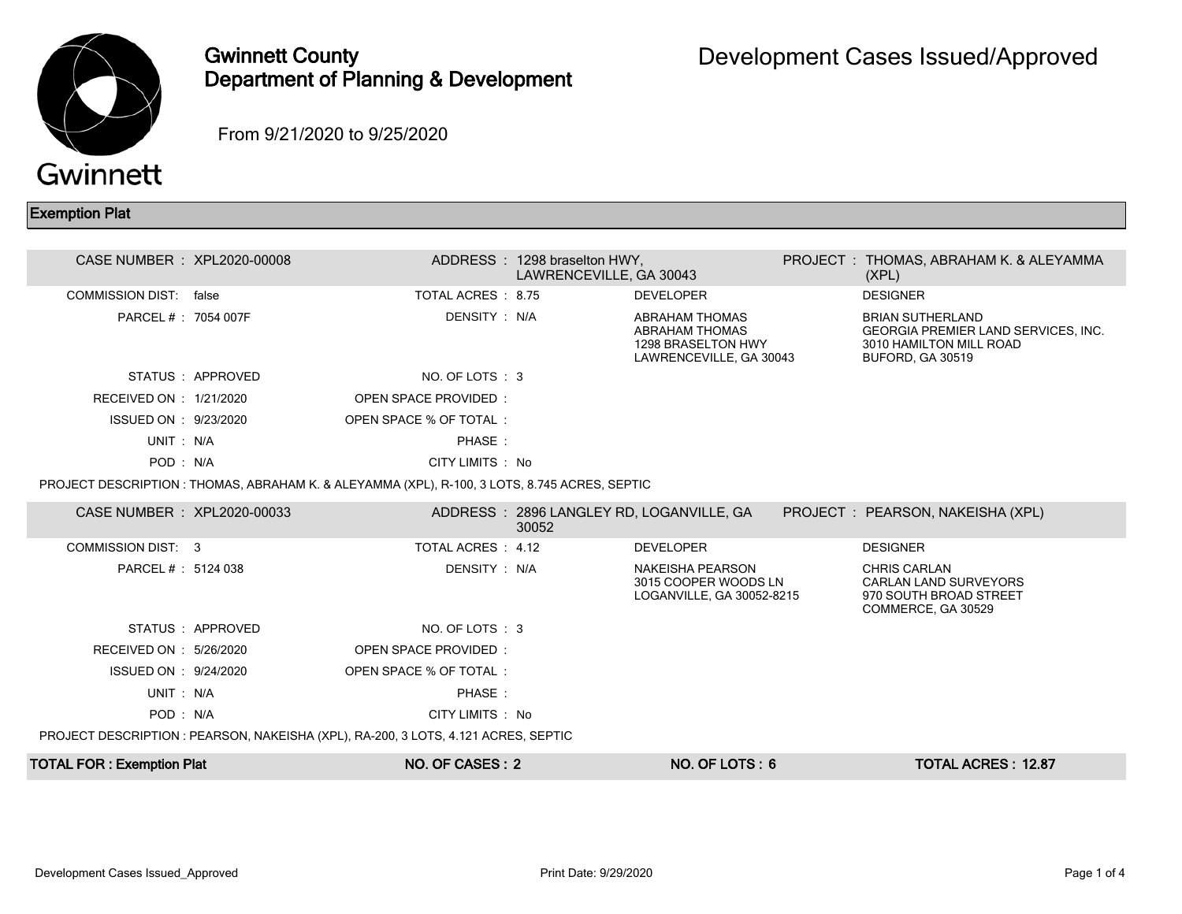# Gwinnett County Department of Planning & Development

# Development Cases Issued/Approved

From 9/21/2020 to 9/25/2020

## Exemption Plat

| | | | | | | | |
|---|---|---|---|---|---|---|---|
| CASE NUMBER : | XPL2020-00008 | ADDRESS : | 1298 braselton HWY, LAWRENCEVILLE, GA 30043 | | | PROJECT : | THOMAS, ABRAHAM K. & ALEYAMMA (XPL) |
| COMMISSION DIST: | false | TOTAL ACRES : | 8.75 | DEVELOPER | | DESIGNER | |
| PARCEL # : | 7054 007F | DENSITY : | N/A | ABRAHAM THOMAS<br>ABRAHAM THOMAS<br>1298 BRASELTON HWY<br>LAWRENCEVILLE, GA 30043 | | BRIAN SUTHERLAND<br>GEORGIA PREMIER LAND SERVICES, INC.<br>3010 HAMILTON MILL ROAD<br>BUFORD, GA 30519 | |
| STATUS : | APPROVED | NO. OF LOTS : | 3 | | | | |
| RECEIVED ON : | 1/21/2020 | OPEN SPACE PROVIDED : | | | | | |
| ISSUED ON : | 9/23/2020 | OPEN SPACE % OF TOTAL : | | | | | |
| UNIT : | N/A | PHASE : | | | | | |
| POD : | N/A | CITY LIMITS : | No | | | | |

PROJECT DESCRIPTION : THOMAS, ABRAHAM K. & ALEYAMMA (XPL), R-100, 3 LOTS, 8.745 ACRES, SEPTIC

| | | | | | | | |
|---|---|---|---|---|---|---|---|
| CASE NUMBER : | XPL2020-00033 | ADDRESS : | 2896 LANGLEY RD, LOGANVILLE, GA 30052 | | | PROJECT : | PEARSON, NAKEISHA (XPL) |
| COMMISSION DIST: | 3 | TOTAL ACRES : | 4.12 | DEVELOPER | | DESIGNER | |
| PARCEL # : | 5124 038 | DENSITY : | N/A | NAKEISHA PEARSON<br>3015 COOPER WOODS LN<br>LOGANVILLE, GA 30052-8215 | | CHRIS CARLAN<br>CARLAN LAND SURVEYORS<br>970 SOUTH BROAD STREET<br>COMMERCE, GA 30529 | |
| STATUS : | APPROVED | NO. OF LOTS : | 3 | | | | |
| RECEIVED ON : | 5/26/2020 | OPEN SPACE PROVIDED : | | | | | |
| ISSUED ON : | 9/24/2020 | OPEN SPACE % OF TOTAL : | | | | | |
| UNIT : | N/A | PHASE : | | | | | |
| POD : | N/A | CITY LIMITS : | No | | | | |

PROJECT DESCRIPTION : PEARSON, NAKEISHA (XPL), RA-200, 3 LOTS, 4.121 ACRES, SEPTIC

| TOTAL FOR : Exemption Plat | NO. OF CASES : 2 | NO. OF LOTS : 6 | TOTAL ACRES : 12.87 |
|---|---|---|---|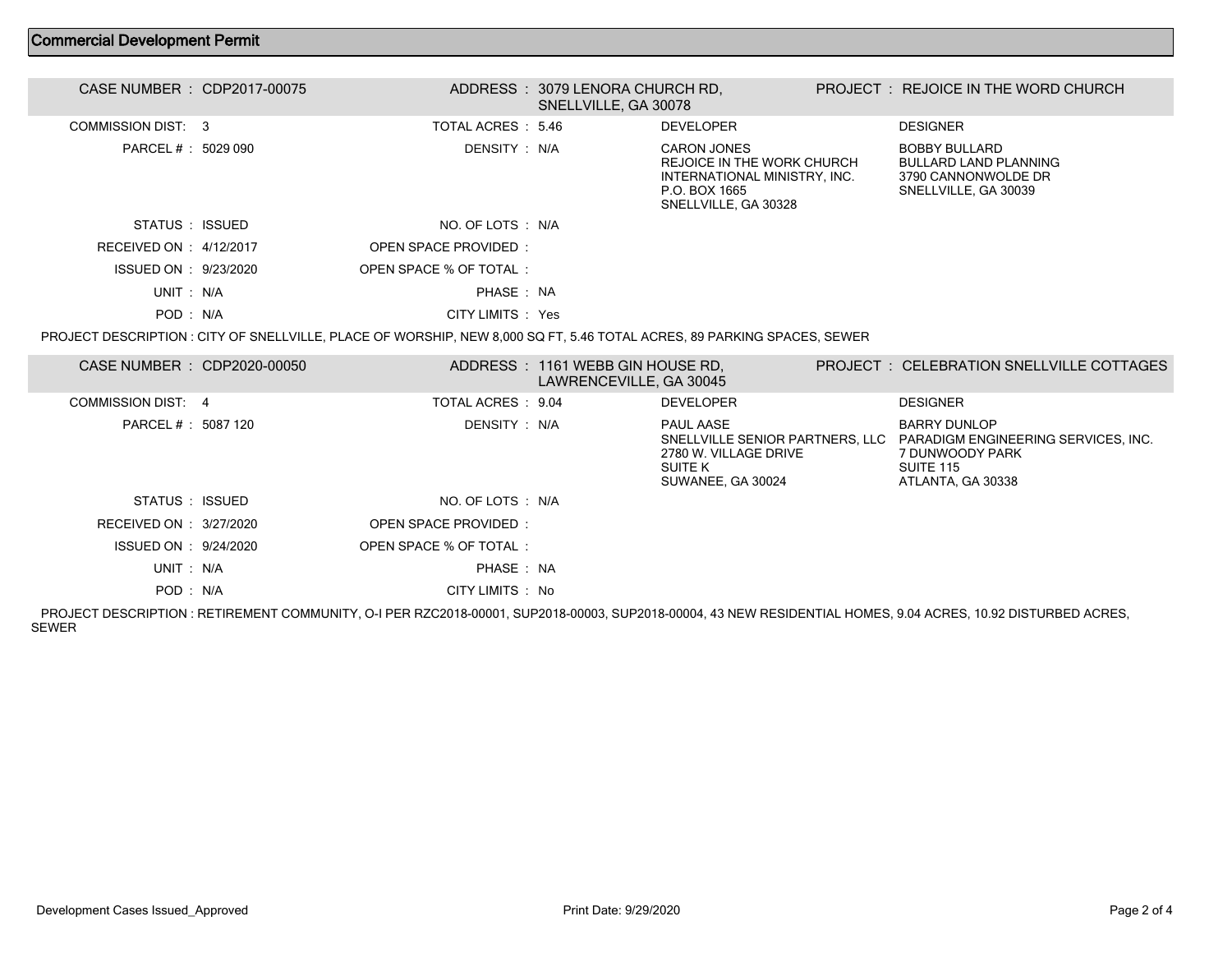## Commercial Development Permit

| | | | | | |
|---|---|---|---|---|---|
| CASE NUMBER : | CDP2017-00075 | ADDRESS : | 3079 LENORA CHURCH RD, SNELLVILLE, GA 30078 | PROJECT : | REJOICE IN THE WORD CHURCH |
| COMMISSION DIST: | 3 | TOTAL ACRES : | 5.46 | DEVELOPER | DESIGNER |
| PARCEL # : | 5029 090 | DENSITY : | N/A | CARON JONES<br>REJOICE IN THE WORK CHURCH INTERNATIONAL MINISTRY, INC.<br>P.O. BOX 1665<br>SNELLVILLE, GA 30328 | BOBBY BULLARD<br>BULLARD LAND PLANNING<br>3790 CANNONWOLDE DR<br>SNELLVILLE, GA 30039 |
| STATUS : | ISSUED | NO. OF LOTS : | N/A | | |
| RECEIVED ON : | 4/12/2017 | OPEN SPACE PROVIDED : | | | |
| ISSUED ON : | 9/23/2020 | OPEN SPACE % OF TOTAL : | | | |
| UNIT : | N/A | PHASE : | NA | | |
| POD : | N/A | CITY LIMITS : | Yes | | |

PROJECT DESCRIPTION : CITY OF SNELLVILLE, PLACE OF WORSHIP, NEW 8,000 SQ FT, 5.46 TOTAL ACRES, 89 PARKING SPACES, SEWER

| | | | | | |
|---|---|---|---|---|---|
| CASE NUMBER : | CDP2020-00050 | ADDRESS : | 1161 WEBB GIN HOUSE RD, LAWRENCEVILLE, GA 30045 | PROJECT : | CELEBRATION SNELLVILLE COTTAGES |
| COMMISSION DIST: | 4 | TOTAL ACRES : | 9.04 | DEVELOPER | DESIGNER |
| PARCEL # : | 5087 120 | DENSITY : | N/A | PAUL AASE<br>SNELLVILLE SENIOR PARTNERS, LLC<br>2780 W. VILLAGE DRIVE<br>SUITE K<br>SUWANEE, GA 30024 | BARRY DUNLOP<br>PARADIGM ENGINEERING SERVICES, INC.<br>7 DUNWOODY PARK<br>SUITE 115<br>ATLANTA, GA 30338 |
| STATUS : | ISSUED | NO. OF LOTS : | N/A | | |
| RECEIVED ON : | 3/27/2020 | OPEN SPACE PROVIDED : | | | |
| ISSUED ON : | 9/24/2020 | OPEN SPACE % OF TOTAL : | | | |
| UNIT : | N/A | PHASE : | NA | | |
| POD : | N/A | CITY LIMITS : | No | | |

PROJECT DESCRIPTION : RETIREMENT COMMUNITY, O-I PER RZC2018-00001, SUP2018-00003, SUP2018-00004, 43 NEW RESIDENTIAL HOMES, 9.04 ACRES, 10.92 DISTURBED ACRES, SEWER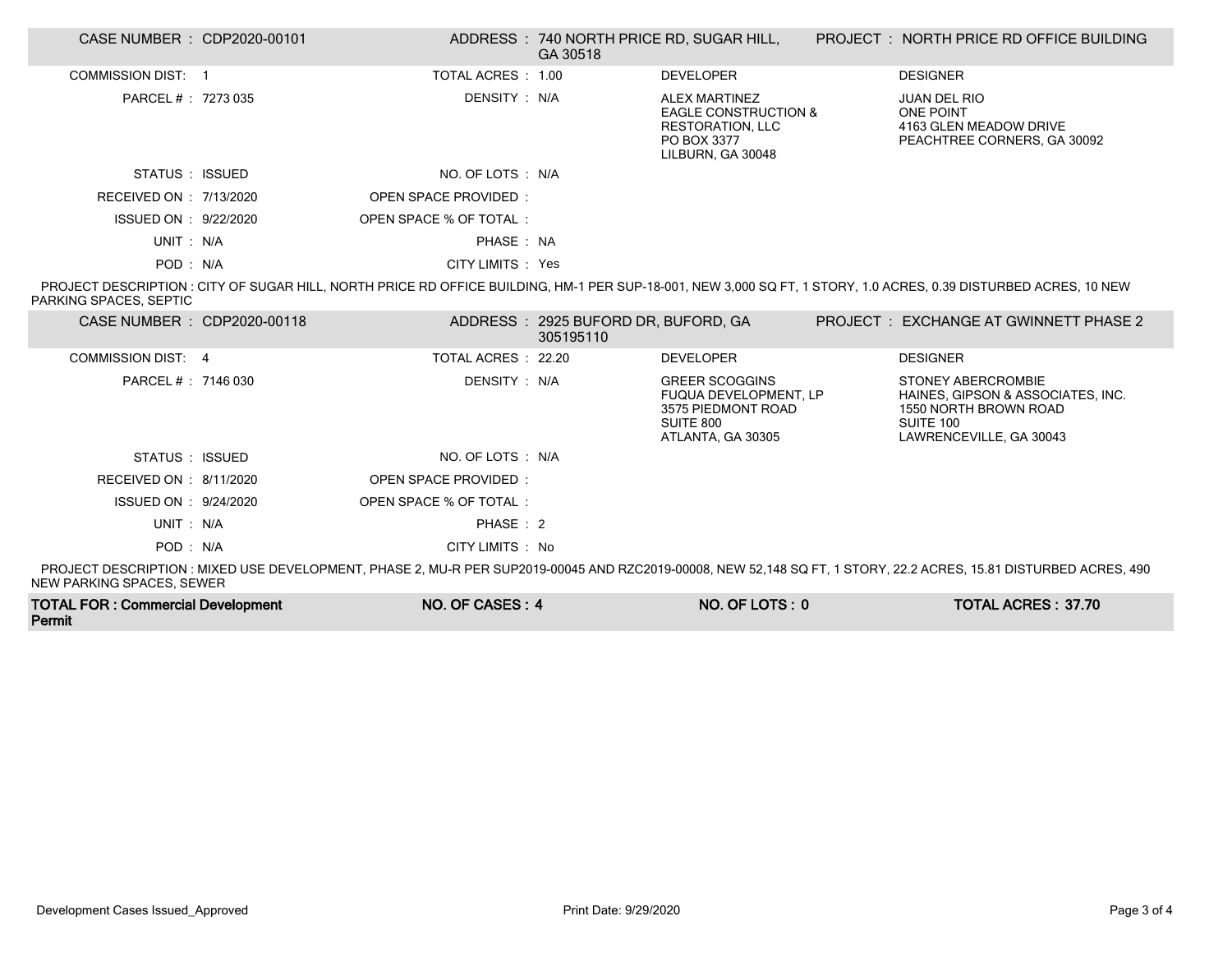| CASE NUMBER : CDP2020-00101 | | ADDRESS : 740 NORTH PRICE RD, SUGAR HILL, GA 30518 | PROJECT : NORTH PRICE RD OFFICE BUILDING |
|---|---|---|---|
| COMMISSION DIST: 1 | TOTAL ACRES : 1.00 | DEVELOPER | DESIGNER |
| PARCEL # : 7273 035 | DENSITY : N/A | ALEX MARTINEZ<br>EAGLE CONSTRUCTION & RESTORATION, LLC<br>PO BOX 3377<br>LILBURN, GA 30048 | JUAN DEL RIO<br>ONE POINT<br>4163 GLEN MEADOW DRIVE<br>PEACHTREE CORNERS, GA 30092 |
| STATUS : ISSUED | NO. OF LOTS : N/A | | |
| RECEIVED ON : 7/13/2020 | OPEN SPACE PROVIDED : | | |
| ISSUED ON : 9/22/2020 | OPEN SPACE % OF TOTAL : | | |
| UNIT : N/A | PHASE : NA | | |
| POD : N/A | CITY LIMITS : Yes | | |

PROJECT DESCRIPTION : CITY OF SUGAR HILL, NORTH PRICE RD OFFICE BUILDING, HM-1 PER SUP-18-001, NEW 3,000 SQ FT, 1 STORY, 1.0 ACRES, 0.39 DISTURBED ACRES, 10 NEW PARKING SPACES, SEPTIC

| CASE NUMBER : CDP2020-00118 | | ADDRESS : 2925 BUFORD DR, BUFORD, GA 305195110 | PROJECT : EXCHANGE AT GWINNETT PHASE 2 |
|---|---|---|---|
| COMMISSION DIST: 4 | TOTAL ACRES : 22.20 | DEVELOPER | DESIGNER |
| PARCEL # : 7146 030 | DENSITY : N/A | GREER SCOGGINS<br>FUQUA DEVELOPMENT, LP<br>3575 PIEDMONT ROAD<br>SUITE 800<br>ATLANTA, GA 30305 | STONEY ABERCROMBIE<br>HAINES, GIPSON & ASSOCIATES, INC.<br>1550 NORTH BROWN ROAD<br>SUITE 100<br>LAWRENCEVILLE, GA 30043 |
| STATUS : ISSUED | NO. OF LOTS : N/A | | |
| RECEIVED ON : 8/11/2020 | OPEN SPACE PROVIDED : | | |
| ISSUED ON : 9/24/2020 | OPEN SPACE % OF TOTAL : | | |
| UNIT : N/A | PHASE : 2 | | |
| POD : N/A | CITY LIMITS : No | | |

PROJECT DESCRIPTION : MIXED USE DEVELOPMENT, PHASE 2, MU-R PER SUP2019-00045 AND RZC2019-00008, NEW 52,148 SQ FT, 1 STORY, 22.2 ACRES, 15.81 DISTURBED ACRES, 490 NEW PARKING SPACES, SEWER

| **TOTAL FOR : Commercial Development Permit** | **NO. OF CASES : 4** | **NO. OF LOTS : 0** | **TOTAL ACRES : 37.70** |
|---|---|---|---|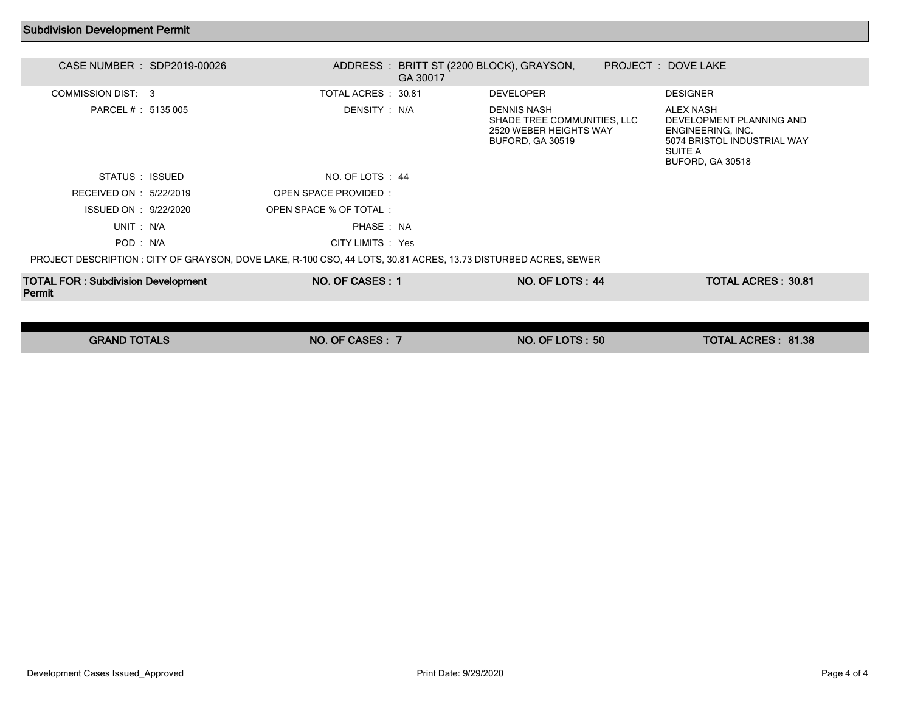## Subdivision Development Permit

| | | | | | | | |
|---|---|---|---|---|---|---|---|
| CASE NUMBER : | SDP2019-00026 | ADDRESS : | BRITT ST (2200 BLOCK), GRAYSON, GA 30017 | | | PROJECT : | DOVE LAKE |
| COMMISSION DIST: | 3 | TOTAL ACRES : | 30.81 | DEVELOPER | | DESIGNER | |
| PARCEL # : | 5135 005 | DENSITY : | N/A | DENNIS NASH<br>SHADE TREE COMMUNITIES, LLC<br>2520 WEBER HEIGHTS WAY<br>BUFORD, GA 30519 | | ALEX NASH<br>DEVELOPMENT PLANNING AND ENGINEERING, INC.<br>5074 BRISTOL INDUSTRIAL WAY<br>SUITE A<br>BUFORD, GA 30518 | |
| STATUS : | ISSUED | NO. OF LOTS : | 44 | | | | |
| RECEIVED ON : | 5/22/2019 | OPEN SPACE PROVIDED : | | | | | |
| ISSUED ON : | 9/22/2020 | OPEN SPACE % OF TOTAL : | | | | | |
| UNIT : | N/A | PHASE : | NA | | | | |
| POD : | N/A | CITY LIMITS : | Yes | | | | |

PROJECT DESCRIPTION : CITY OF GRAYSON, DOVE LAKE, R-100 CSO, 44 LOTS, 30.81 ACRES, 13.73 DISTURBED ACRES, SEWER

| | | | |
|---|---|---|---|
| **TOTAL FOR : Subdivision Development Permit** | **NO. OF CASES : 1** | **NO. OF LOTS : 44** | **TOTAL ACRES : 30.81** |

| | | | |
|---|---|---|---|
| **GRAND TOTALS** | **NO. OF CASES : 7** | **NO. OF LOTS : 50** | **TOTAL ACRES : 81.38** |

Development Cases Issued_Approved

Print Date: 9/29/2020